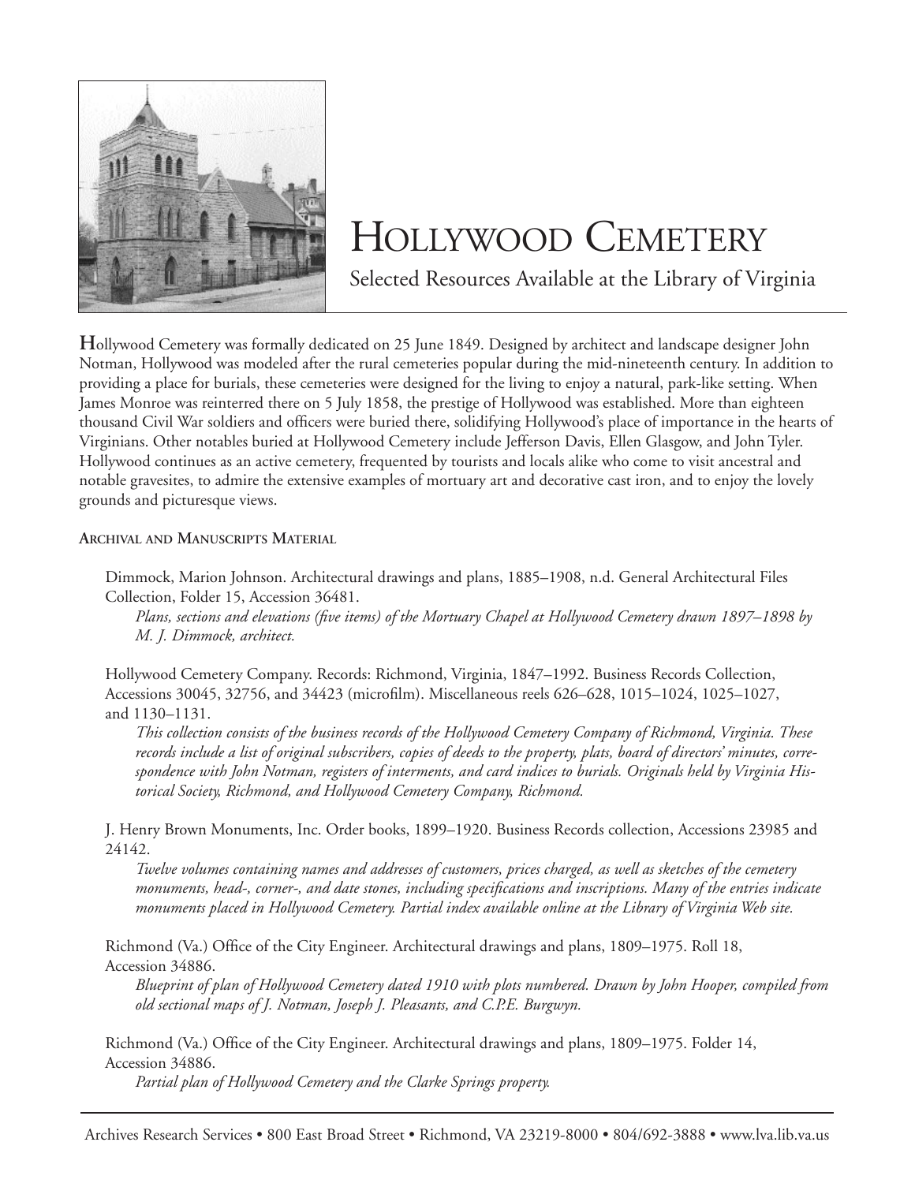# Hollywood Cemetery

Selected Resources Available at the Library of Virginia

**H**ollywood Cemetery was formally dedicated on 25 June 1849. Designed by architect and landscape designer John Notman, Hollywood was modeled after the rural cemeteries popular during the mid-nineteenth century. In addition to providing a place for burials, these cemeteries were designed for the living to enjoy a natural, park-like setting. When James Monroe was reinterred there on 5 July 1858, the prestige of Hollywood was established. More than eighteen thousand Civil War soldiers and officers were buried there, solidifying Hollywood's place of importance in the hearts of Virginians. Other notables buried at Hollywood Cemetery include Jefferson Davis, Ellen Glasgow, and John Tyler. Hollywood continues as an active cemetery, frequented by tourists and locals alike who come to visit ancestral and notable gravesites, to admire the extensive examples of mortuary art and decorative cast iron, and to enjoy the lovely grounds and picturesque views.

## Archival and Manuscripts Material

Dimmock, Marion Johnson. Architectural drawings and plans, 1885–1908, n.d. General Architectural Files Collection, Folder 15, Accession 36481.
*Plans, sections and elevations (five items) of the Mortuary Chapel at Hollywood Cemetery drawn 1897–1898 by M. J. Dimmock, architect.*

Hollywood Cemetery Company. Records: Richmond, Virginia, 1847–1992. Business Records Collection, Accessions 30045, 32756, and 34423 (microfilm). Miscellaneous reels 626–628, 1015–1024, 1025–1027, and 1130–1131.
*This collection consists of the business records of the Hollywood Cemetery Company of Richmond, Virginia. These records include a list of original subscribers, copies of deeds to the property, plats, board of directors' minutes, correspondence with John Notman, registers of interments, and card indices to burials. Originals held by Virginia Historical Society, Richmond, and Hollywood Cemetery Company, Richmond.*

J. Henry Brown Monuments, Inc. Order books, 1899–1920. Business Records collection, Accessions 23985 and 24142.
*Twelve volumes containing names and addresses of customers, prices charged, as well as sketches of the cemetery monuments, head-, corner-, and date stones, including specifications and inscriptions. Many of the entries indicate monuments placed in Hollywood Cemetery. Partial index available online at the Library of Virginia Web site.*

Richmond (Va.) Office of the City Engineer. Architectural drawings and plans, 1809–1975. Roll 18, Accession 34886.
*Blueprint of plan of Hollywood Cemetery dated 1910 with plots numbered. Drawn by John Hooper, compiled from old sectional maps of J. Notman, Joseph J. Pleasants, and C.P.E. Burgwyn.*

Richmond (Va.) Office of the City Engineer. Architectural drawings and plans, 1809–1975. Folder 14, Accession 34886.
*Partial plan of Hollywood Cemetery and the Clarke Springs property.*

Archives Research Services • 800 East Broad Street • Richmond, VA 23219-8000 • 804/692-3888 • www.lva.lib.va.us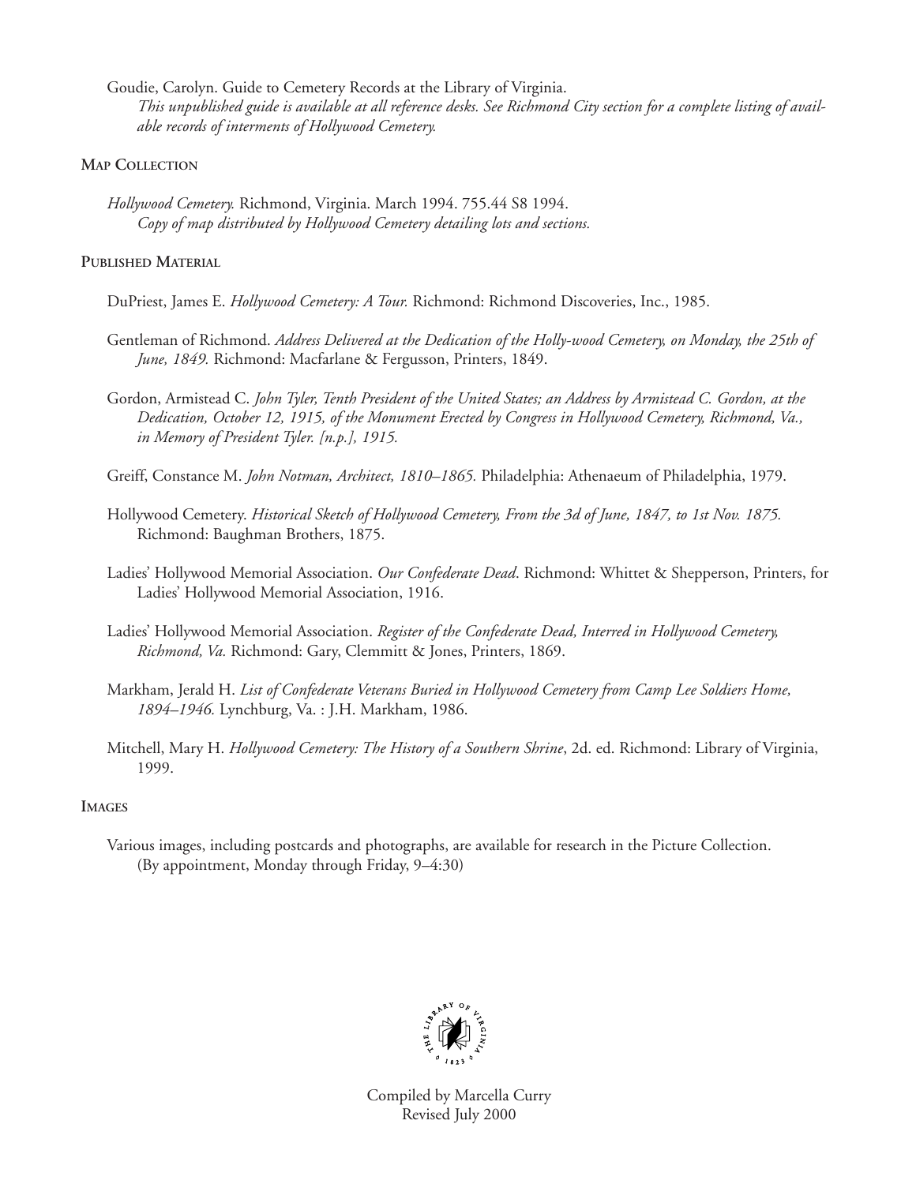Goudie, Carolyn. Guide to Cemetery Records at the Library of Virginia.
*This unpublished guide is available at all reference desks. See Richmond City section for a complete listing of available records of interments of Hollywood Cemetery.*

## Map Collection

*Hollywood Cemetery.* Richmond, Virginia. March 1994. 755.44 S8 1994.
*Copy of map distributed by Hollywood Cemetery detailing lots and sections.*

## Published Material

DuPriest, James E. *Hollywood Cemetery: A Tour.* Richmond: Richmond Discoveries, Inc., 1985.

Gentleman of Richmond. *Address Delivered at the Dedication of the Holly-wood Cemetery, on Monday, the 25th of June, 1849.* Richmond: Macfarlane & Fergusson, Printers, 1849.

Gordon, Armistead C. *John Tyler, Tenth President of the United States; an Address by Armistead C. Gordon, at the Dedication, October 12, 1915, of the Monument Erected by Congress in Hollywood Cemetery, Richmond, Va., in Memory of President Tyler. [n.p.], 1915.*

Greiff, Constance M. *John Notman, Architect, 1810–1865.* Philadelphia: Athenaeum of Philadelphia, 1979.

Hollywood Cemetery. *Historical Sketch of Hollywood Cemetery, From the 3d of June, 1847, to 1st Nov. 1875.* Richmond: Baughman Brothers, 1875.

Ladies' Hollywood Memorial Association. *Our Confederate Dead*. Richmond: Whittet & Shepperson, Printers, for Ladies' Hollywood Memorial Association, 1916.

Ladies' Hollywood Memorial Association. *Register of the Confederate Dead, Interred in Hollywood Cemetery, Richmond, Va.* Richmond: Gary, Clemmitt & Jones, Printers, 1869.

Markham, Jerald H. *List of Confederate Veterans Buried in Hollywood Cemetery from Camp Lee Soldiers Home, 1894–1946.* Lynchburg, Va. : J.H. Markham, 1986.

Mitchell, Mary H. *Hollywood Cemetery: The History of a Southern Shrine*, 2d. ed. Richmond: Library of Virginia, 1999.

## Images

Various images, including postcards and photographs, are available for research in the Picture Collection.
(By appointment, Monday through Friday, 9–4:30)

Compiled by Marcella Curry
Revised July 2000